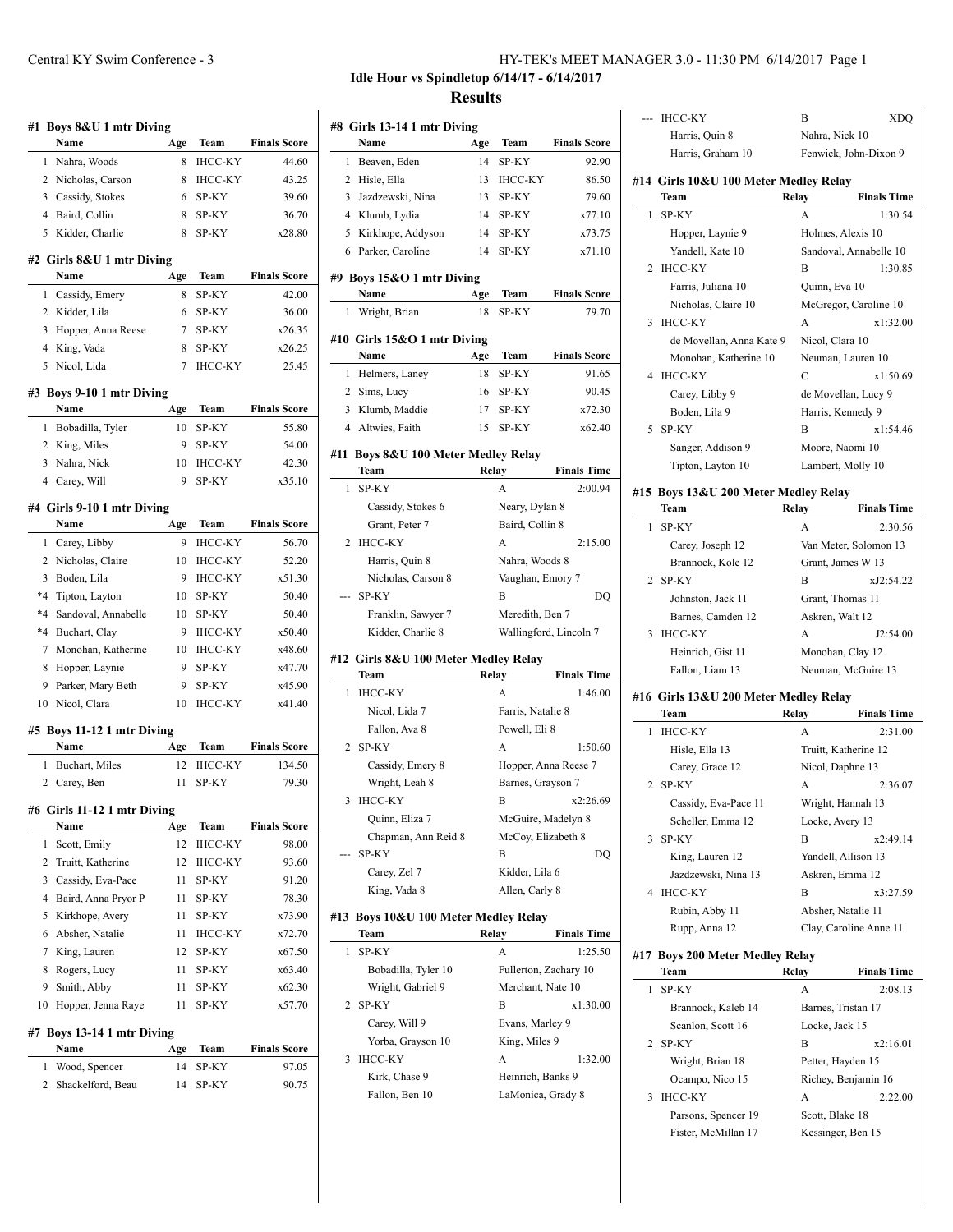## Idle Hour vs Spindletop 6/14/17 - 6/14/2017

## Results

### #1 Boys 8&U 1 mtr Diving

| | Name | Age | Team | Finals Score |
|---|---|---|---|---|
| 1 | Nahra, Woods | 8 | IHCC-KY | 44.60 |
| 2 | Nicholas, Carson | 8 | IHCC-KY | 43.25 |
| 3 | Cassidy, Stokes | 6 | SP-KY | 39.60 |
| 4 | Baird, Collin | 8 | SP-KY | 36.70 |
| 5 | Kidder, Charlie | 8 | SP-KY | x28.80 |

### #2 Girls 8&U 1 mtr Diving

| | Name | Age | Team | Finals Score |
|---|---|---|---|---|
| 1 | Cassidy, Emery | 8 | SP-KY | 42.00 |
| 2 | Kidder, Lila | 6 | SP-KY | 36.00 |
| 3 | Hopper, Anna Reese | 7 | SP-KY | x26.35 |
| 4 | King, Vada | 8 | SP-KY | x26.25 |
| 5 | Nicol, Lida | 7 | IHCC-KY | 25.45 |

### #3 Boys 9-10 1 mtr Diving

| | Name | Age | Team | Finals Score |
|---|---|---|---|---|
| 1 | Bobadilla, Tyler | 10 | SP-KY | 55.80 |
| 2 | King, Miles | 9 | SP-KY | 54.00 |
| 3 | Nahra, Nick | 10 | IHCC-KY | 42.30 |
| 4 | Carey, Will | 9 | SP-KY | x35.10 |

### #4 Girls 9-10 1 mtr Diving

| | Name | Age | Team | Finals Score |
|---|---|---|---|---|
| 1 | Carey, Libby | 9 | IHCC-KY | 56.70 |
| 2 | Nicholas, Claire | 10 | IHCC-KY | 52.20 |
| 3 | Boden, Lila | 9 | IHCC-KY | x51.30 |
| *4 | Tipton, Layton | 10 | SP-KY | 50.40 |
| *4 | Sandoval, Annabelle | 10 | SP-KY | 50.40 |
| *4 | Buchart, Clay | 9 | IHCC-KY | x50.40 |
| 7 | Monohan, Katherine | 10 | IHCC-KY | x48.60 |
| 8 | Hopper, Laynie | 9 | SP-KY | x47.70 |
| 9 | Parker, Mary Beth | 9 | SP-KY | x45.90 |
| 10 | Nicol, Clara | 10 | IHCC-KY | x41.40 |

### #5 Boys 11-12 1 mtr Diving

| | Name | Age | Team | Finals Score |
|---|---|---|---|---|
| 1 | Buchart, Miles | 12 | IHCC-KY | 134.50 |
| 2 | Carey, Ben | 11 | SP-KY | 79.30 |

### #6 Girls 11-12 1 mtr Diving

| | Name | Age | Team | Finals Score |
|---|---|---|---|---|
| 1 | Scott, Emily | 12 | IHCC-KY | 98.00 |
| 2 | Truitt, Katherine | 12 | IHCC-KY | 93.60 |
| 3 | Cassidy, Eva-Pace | 11 | SP-KY | 91.20 |
| 4 | Baird, Anna Pryor P | 11 | SP-KY | 78.30 |
| 5 | Kirkhope, Avery | 11 | SP-KY | x73.90 |
| 6 | Absher, Natalie | 11 | IHCC-KY | x72.70 |
| 7 | King, Lauren | 12 | SP-KY | x67.50 |
| 8 | Rogers, Lucy | 11 | SP-KY | x63.40 |
| 9 | Smith, Abby | 11 | SP-KY | x62.30 |
| 10 | Hopper, Jenna Raye | 11 | SP-KY | x57.70 |

### #7 Boys 13-14 1 mtr Diving

| | Name | Age | Team | Finals Score |
|---|---|---|---|---|
| 1 | Wood, Spencer | 14 | SP-KY | 97.05 |
| 2 | Shackelford, Beau | 14 | SP-KY | 90.75 |

### #8 Girls 13-14 1 mtr Diving

| | Name | Age | Team | Finals Score |
|---|---|---|---|---|
| 1 | Beaven, Eden | 14 | SP-KY | 92.90 |
| 2 | Hisle, Ella | 13 | IHCC-KY | 86.50 |
| 3 | Jazdzewski, Nina | 13 | SP-KY | 79.60 |
| 4 | Klumb, Lydia | 14 | SP-KY | x77.10 |
| 5 | Kirkhope, Addyson | 14 | SP-KY | x73.75 |
| 6 | Parker, Caroline | 14 | SP-KY | x71.10 |

### #9 Boys 15&O 1 mtr Diving

| | Name | Age | Team | Finals Score |
|---|---|---|---|---|
| 1 | Wright, Brian | 18 | SP-KY | 79.70 |

### #10 Girls 15&O 1 mtr Diving

| | Name | Age | Team | Finals Score |
|---|---|---|---|---|
| 1 | Helmers, Laney | 18 | SP-KY | 91.65 |
| 2 | Sims, Lucy | 16 | SP-KY | 90.45 |
| 3 | Klumb, Maddie | 17 | SP-KY | x72.30 |
| 4 | Altwies, Faith | 15 | SP-KY | x62.40 |

### #11 Boys 8&U 100 Meter Medley Relay

| | Team | Relay | Finals Time |
|---|---|---|---|
| 1 | SP-KY | A | 2:00.94 |
| | Cassidy, Stokes 6 | Neary, Dylan 8 | |
| | Grant, Peter 7 | Baird, Collin 8 | |
| 2 | IHCC-KY | A | 2:15.00 |
| | Harris, Quin 8 | Nahra, Woods 8 | |
| | Nicholas, Carson 8 | Vaughan, Emory 7 | |
| --- | SP-KY | B | DQ |
| | Franklin, Sawyer 7 | Meredith, Ben 7 | |
| | Kidder, Charlie 8 | Wallingford, Lincoln 7 | |

### #12 Girls 8&U 100 Meter Medley Relay

| | Team | Relay | Finals Time |
|---|---|---|---|
| 1 | IHCC-KY | A | 1:46.00 |
| | Nicol, Lida 7 | Farris, Natalie 8 | |
| | Fallon, Ava 8 | Powell, Eli 8 | |
| 2 | SP-KY | A | 1:50.60 |
| | Cassidy, Emery 8 | Hopper, Anna Reese 7 | |
| | Wright, Leah 8 | Barnes, Grayson 7 | |
| 3 | IHCC-KY | B | x2:26.69 |
| | Quinn, Eliza 7 | McGuire, Madelyn 8 | |
| | Chapman, Ann Reid 8 | McCoy, Elizabeth 8 | |
| --- | SP-KY | B | DQ |
| | Carey, Zel 7 | Kidder, Lila 6 | |
| | King, Vada 8 | Allen, Carly 8 | |

### #13 Boys 10&U 100 Meter Medley Relay

| | Team | Relay | Finals Time |
|---|---|---|---|
| 1 | SP-KY | A | 1:25.50 |
| | Bobadilla, Tyler 10 | Fullerton, Zachary 10 | |
| | Wright, Gabriel 9 | Merchant, Nate 10 | |
| 2 | SP-KY | B | x1:30.00 |
| | Carey, Will 9 | Evans, Marley 9 | |
| | Yorba, Grayson 10 | King, Miles 9 | |
| 3 | IHCC-KY | A | 1:32.00 |
| | Kirk, Chase 9 | Heinrich, Banks 9 | |
| | Fallon, Ben 10 | LaMonica, Grady 8 | |
| --- | IHCC-KY | B | XDQ |
| | Harris, Quin 8 | Nahra, Nick 10 | |
| | Harris, Graham 10 | Fenwick, John-Dixon 9 | |

### #14 Girls 10&U 100 Meter Medley Relay

| | Team | Relay | Finals Time |
|---|---|---|---|
| 1 | SP-KY | A | 1:30.54 |
| | Hopper, Laynie 9 | Holmes, Alexis 10 | |
| | Yandell, Kate 10 | Sandoval, Annabelle 10 | |
| 2 | IHCC-KY | B | 1:30.85 |
| | Farris, Juliana 10 | Quinn, Eva 10 | |
| | Nicholas, Claire 10 | McGregor, Caroline 10 | |
| 3 | IHCC-KY | A | x1:32.00 |
| | de Movellan, Anna Kate 9 | Nicol, Clara 10 | |
| | Monohan, Katherine 10 | Neuman, Lauren 10 | |
| 4 | IHCC-KY | C | x1:50.69 |
| | Carey, Libby 9 | de Movellan, Lucy 9 | |
| | Boden, Lila 9 | Harris, Kennedy 9 | |
| 5 | SP-KY | B | x1:54.46 |
| | Sanger, Addison 9 | Moore, Naomi 10 | |
| | Tipton, Layton 10 | Lambert, Molly 10 | |

### #15 Boys 13&U 200 Meter Medley Relay

| | Team | Relay | Finals Time |
|---|---|---|---|
| 1 | SP-KY | A | 2:30.56 |
| | Carey, Joseph 12 | Van Meter, Solomon 13 | |
| | Brannock, Kole 12 | Grant, James W 13 | |
| 2 | SP-KY | B | xJ2:54.22 |
| | Johnston, Jack 11 | Grant, Thomas 11 | |
| | Barnes, Camden 12 | Askren, Walt 12 | |
| 3 | IHCC-KY | A | J2:54.00 |
| | Heinrich, Gist 11 | Monohan, Clay 12 | |
| | Fallon, Liam 13 | Neuman, McGuire 13 | |

### #16 Girls 13&U 200 Meter Medley Relay

| | Team | Relay | Finals Time |
|---|---|---|---|
| 1 | IHCC-KY | A | 2:31.00 |
| | Hisle, Ella 13 | Truitt, Katherine 12 | |
| | Carey, Grace 12 | Nicol, Daphne 13 | |
| 2 | SP-KY | A | 2:36.07 |
| | Cassidy, Eva-Pace 11 | Wright, Hannah 13 | |
| | Scheller, Emma 12 | Locke, Avery 13 | |
| 3 | SP-KY | B | x2:49.14 |
| | King, Lauren 12 | Yandell, Allison 13 | |
| | Jazdzewski, Nina 13 | Askren, Emma 12 | |
| 4 | IHCC-KY | B | x3:27.59 |
| | Rubin, Abby 11 | Absher, Natalie 11 | |
| | Rupp, Anna 12 | Clay, Caroline Anne 11 | |

### #17 Boys 200 Meter Medley Relay

| | Team | Relay | Finals Time |
|---|---|---|---|
| 1 | SP-KY | A | 2:08.13 |
| | Brannock, Kaleb 14 | Barnes, Tristan 17 | |
| | Scanlon, Scott 16 | Locke, Jack 15 | |
| 2 | SP-KY | B | x2:16.01 |
| | Wright, Brian 18 | Petter, Hayden 15 | |
| | Ocampo, Nico 15 | Richey, Benjamin 16 | |
| 3 | IHCC-KY | A | 2:22.00 |
| | Parsons, Spencer 19 | Scott, Blake 18 | |
| | Fister, McMillan 17 | Kessinger, Ben 15 | |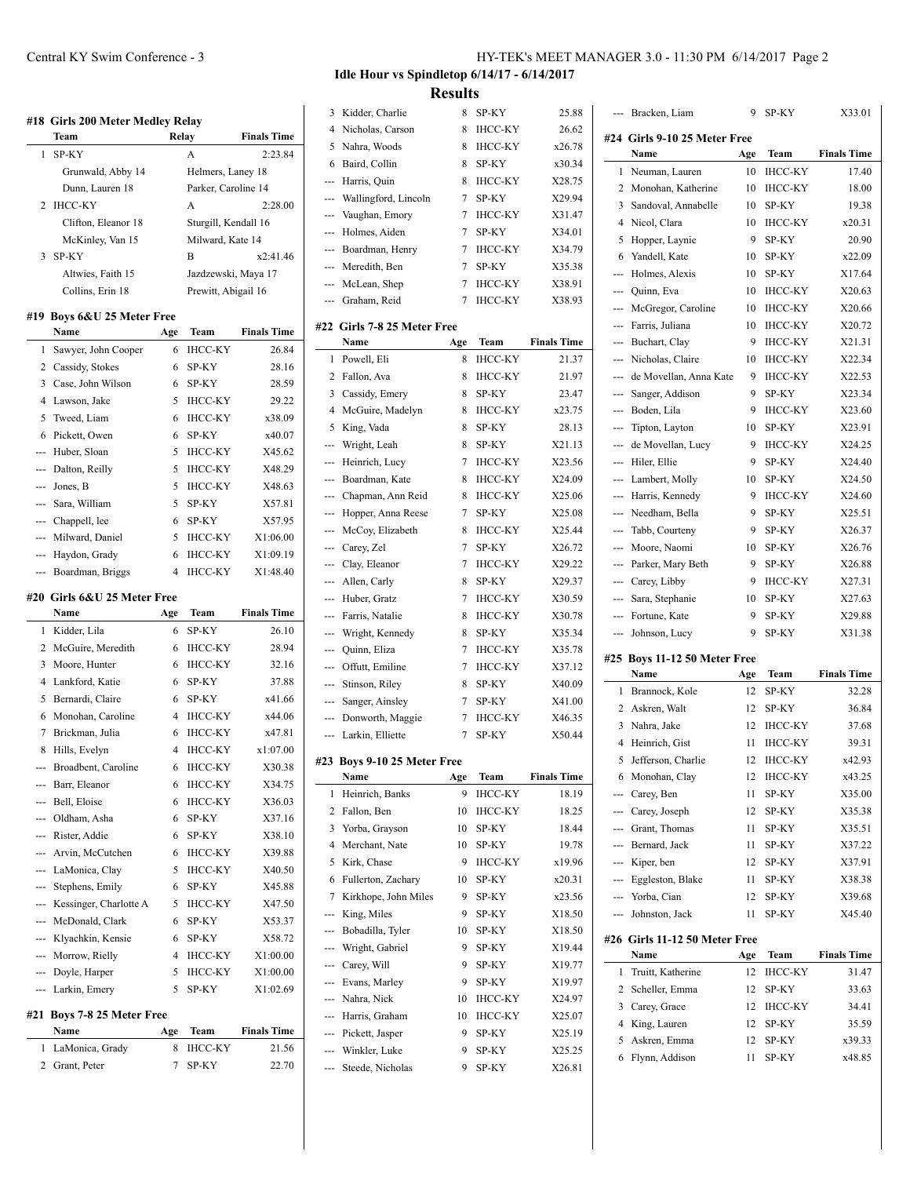**Idle Hour vs Spindletop 6/14/17 - 6/14/2017**

**Results**

#### #18 Girls 200 Meter Medley Relay

| | Team | Relay | Finals Time |
|---|---|---|---|
| 1 | SP-KY | A | 2:23.84 |
| | Grunwald, Abby 14 | Helmers, Laney 18 | |
| | Dunn, Lauren 18 | Parker, Caroline 14 | |
| 2 | IHCC-KY | A | 2:28.00 |
| | Clifton, Eleanor 18 | Sturgill, Kendall 16 | |
| | McKinley, Van 15 | Milward, Kate 14 | |
| 3 | SP-KY | B | x2:41.46 |
| | Altwies, Faith 15 | Jazdzewski, Maya 17 | |
| | Collins, Erin 18 | Prewitt, Abigail 16 | |

#### #19 Boys 6&U 25 Meter Free

| | Name | Age | Team | Finals Time |
|---|---|---|---|---|
| 1 | Sawyer, John Cooper | 6 | IHCC-KY | 26.84 |
| 2 | Cassidy, Stokes | 6 | SP-KY | 28.16 |
| 3 | Case, John Wilson | 6 | SP-KY | 28.59 |
| 4 | Lawson, Jake | 5 | IHCC-KY | 29.22 |
| 5 | Tweed, Liam | 6 | IHCC-KY | x38.09 |
| 6 | Pickett, Owen | 6 | SP-KY | x40.07 |
| --- | Huber, Sloan | 5 | IHCC-KY | X45.62 |
| --- | Dalton, Reilly | 5 | IHCC-KY | X48.29 |
| --- | Jones, B | 5 | IHCC-KY | X48.63 |
| --- | Sara, William | 5 | SP-KY | X57.81 |
| --- | Chappell, lee | 6 | SP-KY | X57.95 |
| --- | Milward, Daniel | 5 | IHCC-KY | X1:06.00 |
| --- | Haydon, Grady | 6 | IHCC-KY | X1:09.19 |
| --- | Boardman, Briggs | 4 | IHCC-KY | X1:48.40 |

#### #20 Girls 6&U 25 Meter Free

| | Name | Age | Team | Finals Time |
|---|---|---|---|---|
| 1 | Kidder, Lila | 6 | SP-KY | 26.10 |
| 2 | McGuire, Meredith | 6 | IHCC-KY | 28.94 |
| 3 | Moore, Hunter | 6 | IHCC-KY | 32.16 |
| 4 | Lankford, Katie | 6 | SP-KY | 37.88 |
| 5 | Bernardi, Claire | 6 | SP-KY | x41.66 |
| 6 | Monohan, Caroline | 4 | IHCC-KY | x44.06 |
| 7 | Brickman, Julia | 6 | IHCC-KY | x47.81 |
| 8 | Hills, Evelyn | 4 | IHCC-KY | x1:07.00 |
| --- | Broadbent, Caroline | 6 | IHCC-KY | X30.38 |
| --- | Barr, Eleanor | 6 | IHCC-KY | X34.75 |
| --- | Bell, Eloise | 6 | IHCC-KY | X36.03 |
| --- | Oldham, Asha | 6 | SP-KY | X37.16 |
| --- | Rister, Addie | 6 | SP-KY | X38.10 |
| --- | Arvin, McCutchen | 6 | IHCC-KY | X39.88 |
| --- | LaMonica, Clay | 5 | IHCC-KY | X40.50 |
| --- | Stephens, Emily | 6 | SP-KY | X45.88 |
| --- | Kessinger, Charlotte A | 5 | IHCC-KY | X47.50 |
| --- | McDonald, Clark | 6 | SP-KY | X53.37 |
| --- | Klyachkin, Kensie | 6 | SP-KY | X58.72 |
| --- | Morrow, Rielly | 4 | IHCC-KY | X1:00.00 |
| --- | Doyle, Harper | 5 | IHCC-KY | X1:00.00 |
| --- | Larkin, Emery | 5 | SP-KY | X1:02.69 |

#### #21 Boys 7-8 25 Meter Free

| | Name | Age | Team | Finals Time |
|---|---|---|---|---|
| 1 | LaMonica, Grady | 8 | IHCC-KY | 21.56 |
| 2 | Grant, Peter | 7 | SP-KY | 22.70 |
| 3 | Kidder, Charlie | 8 | SP-KY | 25.88 |
| 4 | Nicholas, Carson | 8 | IHCC-KY | 26.62 |
| 5 | Nahra, Woods | 8 | IHCC-KY | x26.78 |
| 6 | Baird, Collin | 8 | SP-KY | x30.34 |
| --- | Harris, Quin | 8 | IHCC-KY | X28.75 |
| --- | Wallingford, Lincoln | 7 | SP-KY | X29.94 |
| --- | Vaughan, Emory | 7 | IHCC-KY | X31.47 |
| --- | Holmes, Aiden | 7 | SP-KY | X34.01 |
| --- | Boardman, Henry | 7 | IHCC-KY | X34.79 |
| --- | Meredith, Ben | 7 | SP-KY | X35.38 |
| --- | McLean, Shep | 7 | IHCC-KY | X38.91 |
| --- | Graham, Reid | 7 | IHCC-KY | X38.93 |

#### #22 Girls 7-8 25 Meter Free

| | Name | Age | Team | Finals Time |
|---|---|---|---|---|
| 1 | Powell, Eli | 8 | IHCC-KY | 21.37 |
| 2 | Fallon, Ava | 8 | IHCC-KY | 21.97 |
| 3 | Cassidy, Emery | 8 | SP-KY | 23.47 |
| 4 | McGuire, Madelyn | 8 | IHCC-KY | x23.75 |
| 5 | King, Vada | 8 | SP-KY | 28.13 |
| --- | Wright, Leah | 8 | SP-KY | X21.13 |
| --- | Heinrich, Lucy | 7 | IHCC-KY | X23.56 |
| --- | Boardman, Kate | 8 | IHCC-KY | X24.09 |
| --- | Chapman, Ann Reid | 8 | IHCC-KY | X25.06 |
| --- | Hopper, Anna Reese | 7 | SP-KY | X25.08 |
| --- | McCoy, Elizabeth | 8 | IHCC-KY | X25.44 |
| --- | Carey, Zel | 7 | SP-KY | X26.72 |
| --- | Clay, Eleanor | 7 | IHCC-KY | X29.22 |
| --- | Allen, Carly | 8 | SP-KY | X29.37 |
| --- | Huber, Gratz | 7 | IHCC-KY | X30.59 |
| --- | Farris, Natalie | 8 | IHCC-KY | X30.78 |
| --- | Wright, Kennedy | 8 | SP-KY | X35.34 |
| --- | Quinn, Eliza | 7 | IHCC-KY | X35.78 |
| --- | Offutt, Emiline | 7 | IHCC-KY | X37.12 |
| --- | Stinson, Riley | 8 | SP-KY | X40.09 |
| --- | Sanger, Ainsley | 7 | SP-KY | X41.00 |
| --- | Donworth, Maggie | 7 | IHCC-KY | X46.35 |
| --- | Larkin, Elliette | 7 | SP-KY | X50.44 |

#### #23 Boys 9-10 25 Meter Free

| | Name | Age | Team | Finals Time |
|---|---|---|---|---|
| 1 | Heinrich, Banks | 9 | IHCC-KY | 18.19 |
| 2 | Fallon, Ben | 10 | IHCC-KY | 18.25 |
| 3 | Yorba, Grayson | 10 | SP-KY | 18.44 |
| 4 | Merchant, Nate | 10 | SP-KY | 19.78 |
| 5 | Kirk, Chase | 9 | IHCC-KY | x19.96 |
| 6 | Fullerton, Zachary | 10 | SP-KY | x20.31 |
| 7 | Kirkhope, John Miles | 9 | SP-KY | x23.56 |
| --- | King, Miles | 9 | SP-KY | X18.50 |
| --- | Bobadilla, Tyler | 10 | SP-KY | X18.50 |
| --- | Wright, Gabriel | 9 | SP-KY | X19.44 |
| --- | Carey, Will | 9 | SP-KY | X19.77 |
| --- | Evans, Marley | 9 | SP-KY | X19.97 |
| --- | Nahra, Nick | 10 | IHCC-KY | X24.97 |
| --- | Harris, Graham | 10 | IHCC-KY | X25.07 |
| --- | Pickett, Jasper | 9 | SP-KY | X25.19 |
| --- | Winkler, Luke | 9 | SP-KY | X25.25 |
| --- | Steede, Nicholas | 9 | SP-KY | X26.81 |
| --- | Bracken, Liam | 9 | SP-KY | X33.01 |

#### #24 Girls 9-10 25 Meter Free

| | Name | Age | Team | Finals Time |
|---|---|---|---|---|
| 1 | Neuman, Lauren | 10 | IHCC-KY | 17.40 |
| 2 | Monohan, Katherine | 10 | IHCC-KY | 18.00 |
| 3 | Sandoval, Annabelle | 10 | SP-KY | 19.38 |
| 4 | Nicol, Clara | 10 | IHCC-KY | x20.31 |
| 5 | Hopper, Laynie | 9 | SP-KY | 20.90 |
| 6 | Yandell, Kate | 10 | SP-KY | x22.09 |
| --- | Holmes, Alexis | 10 | SP-KY | X17.64 |
| --- | Quinn, Eva | 10 | IHCC-KY | X20.63 |
| --- | McGregor, Caroline | 10 | IHCC-KY | X20.66 |
| --- | Farris, Juliana | 10 | IHCC-KY | X20.72 |
| --- | Buchart, Clay | 9 | IHCC-KY | X21.31 |
| --- | Nicholas, Claire | 10 | IHCC-KY | X22.34 |
| --- | de Movellan, Anna Kate | 9 | IHCC-KY | X22.53 |
| --- | Sanger, Addison | 9 | SP-KY | X23.34 |
| --- | Boden, Lila | 9 | IHCC-KY | X23.60 |
| --- | Tipton, Layton | 10 | SP-KY | X23.91 |
| --- | de Movellan, Lucy | 9 | IHCC-KY | X24.25 |
| --- | Hiler, Ellie | 9 | SP-KY | X24.40 |
| --- | Lambert, Molly | 10 | SP-KY | X24.50 |
| --- | Harris, Kennedy | 9 | IHCC-KY | X24.60 |
| --- | Needham, Bella | 9 | SP-KY | X25.51 |
| --- | Tabb, Courteny | 9 | SP-KY | X26.37 |
| --- | Moore, Naomi | 10 | SP-KY | X26.76 |
| --- | Parker, Mary Beth | 9 | SP-KY | X26.88 |
| --- | Carey, Libby | 9 | IHCC-KY | X27.31 |
| --- | Sara, Stephanie | 10 | SP-KY | X27.63 |
| --- | Fortune, Kate | 9 | SP-KY | X29.88 |
| --- | Johnson, Lucy | 9 | SP-KY | X31.38 |

#### #25 Boys 11-12 50 Meter Free

| | Name | Age | Team | Finals Time |
|---|---|---|---|---|
| 1 | Brannock, Kole | 12 | SP-KY | 32.28 |
| 2 | Askren, Walt | 12 | SP-KY | 36.84 |
| 3 | Nahra, Jake | 12 | IHCC-KY | 37.68 |
| 4 | Heinrich, Gist | 11 | IHCC-KY | 39.31 |
| 5 | Jefferson, Charlie | 12 | IHCC-KY | x42.93 |
| 6 | Monohan, Clay | 12 | IHCC-KY | x43.25 |
| --- | Carey, Ben | 11 | SP-KY | X35.00 |
| --- | Carey, Joseph | 12 | SP-KY | X35.38 |
| --- | Grant, Thomas | 11 | SP-KY | X35.51 |
| --- | Bernard, Jack | 11 | SP-KY | X37.22 |
| --- | Kiper, ben | 12 | SP-KY | X37.91 |
| --- | Eggleston, Blake | 11 | SP-KY | X38.38 |
| --- | Yorba, Cian | 12 | SP-KY | X39.68 |
| --- | Johnston, Jack | 11 | SP-KY | X45.40 |

#### #26 Girls 11-12 50 Meter Free

| | Name | Age | Team | Finals Time |
|---|---|---|---|---|
| 1 | Truitt, Katherine | 12 | IHCC-KY | 31.47 |
| 2 | Scheller, Emma | 12 | SP-KY | 33.63 |
| 3 | Carey, Grace | 12 | IHCC-KY | 34.41 |
| 4 | King, Lauren | 12 | SP-KY | 35.59 |
| 5 | Askren, Emma | 12 | SP-KY | x39.33 |
| 6 | Flynn, Addison | 11 | SP-KY | x48.85 |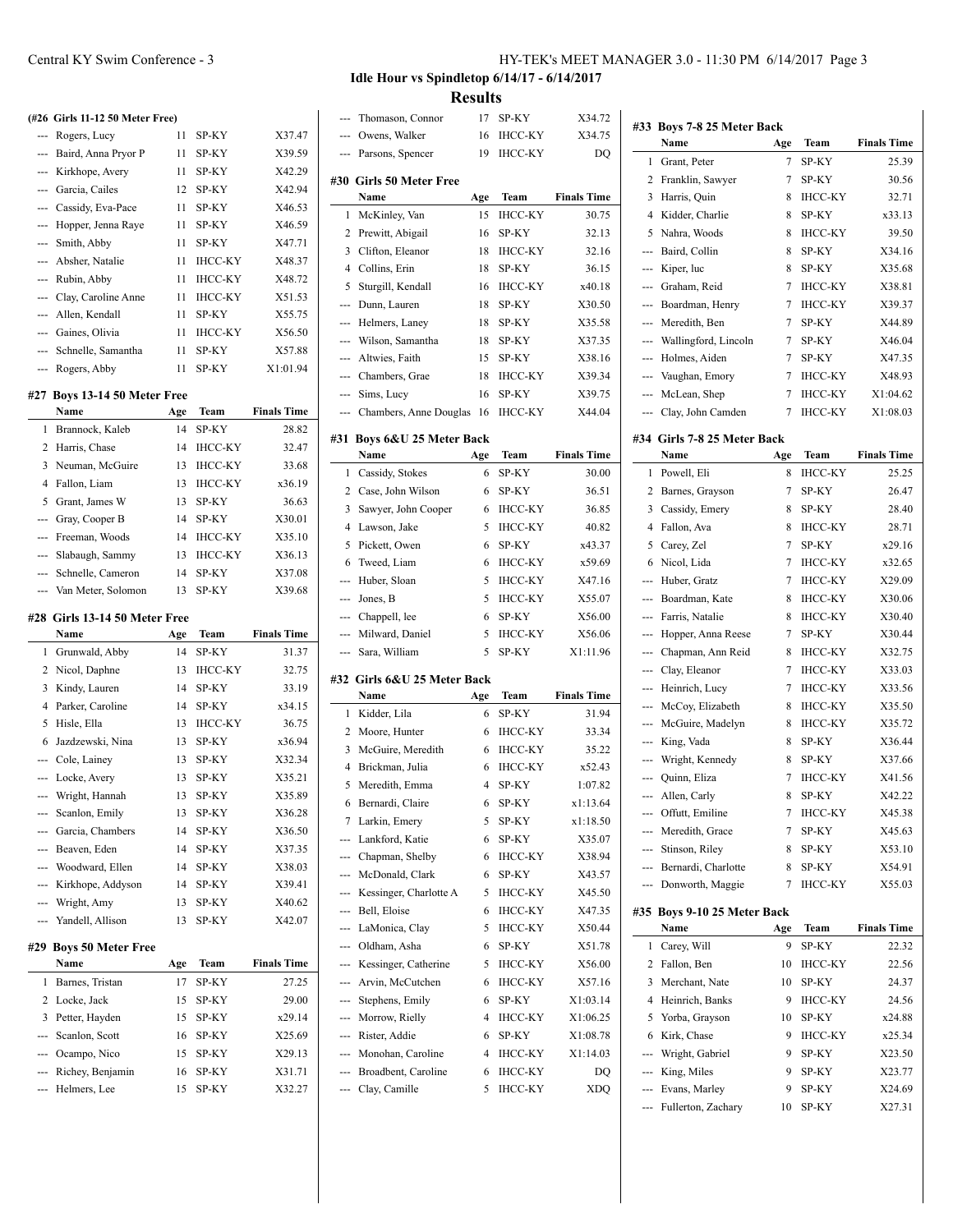## Idle Hour vs Spindletop 6/14/17 - 6/14/2017

### Results

**(#26 Girls 11-12 50 Meter Free)**

| | Name | Age | Team | Finals Time |
|---|---|---|---|---|
| --- | Rogers, Lucy | 11 | SP-KY | X37.47 |
| --- | Baird, Anna Pryor P | 11 | SP-KY | X39.59 |
| --- | Kirkhope, Avery | 11 | SP-KY | X42.29 |
| --- | Garcia, Cailes | 12 | SP-KY | X42.94 |
| --- | Cassidy, Eva-Pace | 11 | SP-KY | X46.53 |
| --- | Hopper, Jenna Raye | 11 | SP-KY | X46.59 |
| --- | Smith, Abby | 11 | SP-KY | X47.71 |
| --- | Absher, Natalie | 11 | IHCC-KY | X48.37 |
| --- | Rubin, Abby | 11 | IHCC-KY | X48.72 |
| --- | Clay, Caroline Anne | 11 | IHCC-KY | X51.53 |
| --- | Allen, Kendall | 11 | SP-KY | X55.75 |
| --- | Gaines, Olivia | 11 | IHCC-KY | X56.50 |
| --- | Schnelle, Samantha | 11 | SP-KY | X57.88 |
| --- | Rogers, Abby | 11 | SP-KY | X1:01.94 |

**#27 Boys 13-14 50 Meter Free**

| | Name | Age | Team | Finals Time |
|---|---|---|---|---|
| 1 | Brannock, Kaleb | 14 | SP-KY | 28.82 |
| 2 | Harris, Chase | 14 | IHCC-KY | 32.47 |
| 3 | Neuman, McGuire | 13 | IHCC-KY | 33.68 |
| 4 | Fallon, Liam | 13 | IHCC-KY | x36.19 |
| 5 | Grant, James W | 13 | SP-KY | 36.63 |
| --- | Gray, Cooper B | 14 | SP-KY | X30.01 |
| --- | Freeman, Woods | 14 | IHCC-KY | X35.10 |
| --- | Slabaugh, Sammy | 13 | IHCC-KY | X36.13 |
| --- | Schnelle, Cameron | 14 | SP-KY | X37.08 |
| --- | Van Meter, Solomon | 13 | SP-KY | X39.68 |

**#28 Girls 13-14 50 Meter Free**

| | Name | Age | Team | Finals Time |
|---|---|---|---|---|
| 1 | Grunwald, Abby | 14 | SP-KY | 31.37 |
| 2 | Nicol, Daphne | 13 | IHCC-KY | 32.75 |
| 3 | Kindy, Lauren | 14 | SP-KY | 33.19 |
| 4 | Parker, Caroline | 14 | SP-KY | x34.15 |
| 5 | Hisle, Ella | 13 | IHCC-KY | 36.75 |
| 6 | Jazdzewski, Nina | 13 | SP-KY | x36.94 |
| --- | Cole, Lainey | 13 | SP-KY | X32.34 |
| --- | Locke, Avery | 13 | SP-KY | X35.21 |
| --- | Wright, Hannah | 13 | SP-KY | X35.89 |
| --- | Scanlon, Emily | 13 | SP-KY | X36.28 |
| --- | Garcia, Chambers | 14 | SP-KY | X36.50 |
| --- | Beaven, Eden | 14 | SP-KY | X37.35 |
| --- | Woodward, Ellen | 14 | SP-KY | X38.03 |
| --- | Kirkhope, Addyson | 14 | SP-KY | X39.41 |
| --- | Wright, Amy | 13 | SP-KY | X40.62 |
| --- | Yandell, Allison | 13 | SP-KY | X42.07 |

**#29 Boys 50 Meter Free**

| | Name | Age | Team | Finals Time |
|---|---|---|---|---|
| 1 | Barnes, Tristan | 17 | SP-KY | 27.25 |
| 2 | Locke, Jack | 15 | SP-KY | 29.00 |
| 3 | Petter, Hayden | 15 | SP-KY | x29.14 |
| --- | Scanlon, Scott | 16 | SP-KY | X25.69 |
| --- | Ocampo, Nico | 15 | SP-KY | X29.13 |
| --- | Richey, Benjamin | 16 | SP-KY | X31.71 |
| --- | Helmers, Lee | 15 | SP-KY | X32.27 |
| --- | Thomason, Connor | 17 | SP-KY | X34.72 |
| --- | Owens, Walker | 16 | IHCC-KY | X34.75 |
| --- | Parsons, Spencer | 19 | IHCC-KY | DQ |

**#30 Girls 50 Meter Free**

| | Name | Age | Team | Finals Time |
|---|---|---|---|---|
| 1 | McKinley, Van | 15 | IHCC-KY | 30.75 |
| 2 | Prewitt, Abigail | 16 | SP-KY | 32.13 |
| 3 | Clifton, Eleanor | 18 | IHCC-KY | 32.16 |
| 4 | Collins, Erin | 18 | SP-KY | 36.15 |
| 5 | Sturgill, Kendall | 16 | IHCC-KY | x40.18 |
| --- | Dunn, Lauren | 18 | SP-KY | X30.50 |
| --- | Helmers, Laney | 18 | SP-KY | X35.58 |
| --- | Wilson, Samantha | 18 | SP-KY | X37.35 |
| --- | Altwies, Faith | 15 | SP-KY | X38.16 |
| --- | Chambers, Grae | 18 | IHCC-KY | X39.34 |
| --- | Sims, Lucy | 16 | SP-KY | X39.75 |
| --- | Chambers, Anne Douglas | 16 | IHCC-KY | X44.04 |

**#31 Boys 6&U 25 Meter Back**

| | Name | Age | Team | Finals Time |
|---|---|---|---|---|
| 1 | Cassidy, Stokes | 6 | SP-KY | 30.00 |
| 2 | Case, John Wilson | 6 | SP-KY | 36.51 |
| 3 | Sawyer, John Cooper | 6 | IHCC-KY | 36.85 |
| 4 | Lawson, Jake | 5 | IHCC-KY | 40.82 |
| 5 | Pickett, Owen | 6 | SP-KY | x43.37 |
| 6 | Tweed, Liam | 6 | IHCC-KY | x59.69 |
| --- | Huber, Sloan | 5 | IHCC-KY | X47.16 |
| --- | Jones, B | 5 | IHCC-KY | X55.07 |
| --- | Chappell, lee | 6 | SP-KY | X56.00 |
| --- | Milward, Daniel | 5 | IHCC-KY | X56.06 |
| --- | Sara, William | 5 | SP-KY | X1:11.96 |

**#32 Girls 6&U 25 Meter Back**

| | Name | Age | Team | Finals Time |
|---|---|---|---|---|
| 1 | Kidder, Lila | 6 | SP-KY | 31.94 |
| 2 | Moore, Hunter | 6 | IHCC-KY | 33.34 |
| 3 | McGuire, Meredith | 6 | IHCC-KY | 35.22 |
| 4 | Brickman, Julia | 6 | IHCC-KY | x52.43 |
| 5 | Meredith, Emma | 4 | SP-KY | 1:07.82 |
| 6 | Bernardi, Claire | 6 | SP-KY | x1:13.64 |
| 7 | Larkin, Emery | 5 | SP-KY | x1:18.50 |
| --- | Lankford, Katie | 6 | SP-KY | X35.07 |
| --- | Chapman, Shelby | 6 | IHCC-KY | X38.94 |
| --- | McDonald, Clark | 6 | SP-KY | X43.57 |
| --- | Kessinger, Charlotte A | 5 | IHCC-KY | X45.50 |
| --- | Bell, Eloise | 6 | IHCC-KY | X47.35 |
| --- | LaMonica, Clay | 5 | IHCC-KY | X50.44 |
| --- | Oldham, Asha | 6 | SP-KY | X51.78 |
| --- | Kessinger, Catherine | 5 | IHCC-KY | X56.00 |
| --- | Arvin, McCutchen | 6 | IHCC-KY | X57.16 |
| --- | Stephens, Emily | 6 | SP-KY | X1:03.14 |
| --- | Morrow, Rielly | 4 | IHCC-KY | X1:06.25 |
| --- | Rister, Addie | 6 | SP-KY | X1:08.78 |
| --- | Monohan, Caroline | 4 | IHCC-KY | X1:14.03 |
| --- | Broadbent, Caroline | 6 | IHCC-KY | DQ |
| --- | Clay, Camille | 5 | IHCC-KY | XDQ |

**#33 Boys 7-8 25 Meter Back**

| | Name | Age | Team | Finals Time |
|---|---|---|---|---|
| 1 | Grant, Peter | 7 | SP-KY | 25.39 |
| 2 | Franklin, Sawyer | 7 | SP-KY | 30.56 |
| 3 | Harris, Quin | 8 | IHCC-KY | 32.71 |
| 4 | Kidder, Charlie | 8 | SP-KY | x33.13 |
| 5 | Nahra, Woods | 8 | IHCC-KY | 39.50 |
| --- | Baird, Collin | 8 | SP-KY | X34.16 |
| --- | Kiper, luc | 8 | SP-KY | X35.68 |
| --- | Graham, Reid | 7 | IHCC-KY | X38.81 |
| --- | Boardman, Henry | 7 | IHCC-KY | X39.37 |
| --- | Meredith, Ben | 7 | SP-KY | X44.89 |
| --- | Wallingford, Lincoln | 7 | SP-KY | X46.04 |
| --- | Holmes, Aiden | 7 | SP-KY | X47.35 |
| --- | Vaughan, Emory | 7 | IHCC-KY | X48.93 |
| --- | McLean, Shep | 7 | IHCC-KY | X1:04.62 |
| --- | Clay, John Camden | 7 | IHCC-KY | X1:08.03 |

**#34 Girls 7-8 25 Meter Back**

| | Name | Age | Team | Finals Time |
|---|---|---|---|---|
| 1 | Powell, Eli | 8 | IHCC-KY | 25.25 |
| 2 | Barnes, Grayson | 7 | SP-KY | 26.47 |
| 3 | Cassidy, Emery | 8 | SP-KY | 28.40 |
| 4 | Fallon, Ava | 8 | IHCC-KY | 28.71 |
| 5 | Carey, Zel | 7 | SP-KY | x29.16 |
| 6 | Nicol, Lida | 7 | IHCC-KY | x32.65 |
| --- | Huber, Gratz | 7 | IHCC-KY | X29.09 |
| --- | Boardman, Kate | 8 | IHCC-KY | X30.06 |
| --- | Farris, Natalie | 8 | IHCC-KY | X30.40 |
| --- | Hopper, Anna Reese | 7 | SP-KY | X30.44 |
| --- | Chapman, Ann Reid | 8 | IHCC-KY | X32.75 |
| --- | Clay, Eleanor | 7 | IHCC-KY | X33.03 |
| --- | Heinrich, Lucy | 7 | IHCC-KY | X33.56 |
| --- | McCoy, Elizabeth | 8 | IHCC-KY | X35.50 |
| --- | McGuire, Madelyn | 8 | IHCC-KY | X35.72 |
| --- | King, Vada | 8 | SP-KY | X36.44 |
| --- | Wright, Kennedy | 8 | SP-KY | X37.66 |
| --- | Quinn, Eliza | 7 | IHCC-KY | X41.56 |
| --- | Allen, Carly | 8 | SP-KY | X42.22 |
| --- | Offutt, Emiline | 7 | IHCC-KY | X45.38 |
| --- | Meredith, Grace | 7 | SP-KY | X45.63 |
| --- | Stinson, Riley | 8 | SP-KY | X53.10 |
| --- | Bernardi, Charlotte | 8 | SP-KY | X54.91 |
| --- | Donworth, Maggie | 7 | IHCC-KY | X55.03 |

**#35 Boys 9-10 25 Meter Back**

| | Name | Age | Team | Finals Time |
|---|---|---|---|---|
| 1 | Carey, Will | 9 | SP-KY | 22.32 |
| 2 | Fallon, Ben | 10 | IHCC-KY | 22.56 |
| 3 | Merchant, Nate | 10 | SP-KY | 24.37 |
| 4 | Heinrich, Banks | 9 | IHCC-KY | 24.56 |
| 5 | Yorba, Grayson | 10 | SP-KY | x24.88 |
| 6 | Kirk, Chase | 9 | IHCC-KY | x25.34 |
| --- | Wright, Gabriel | 9 | SP-KY | X23.50 |
| --- | King, Miles | 9 | SP-KY | X23.77 |
| --- | Evans, Marley | 9 | SP-KY | X24.69 |
| --- | Fullerton, Zachary | 10 | SP-KY | X27.31 |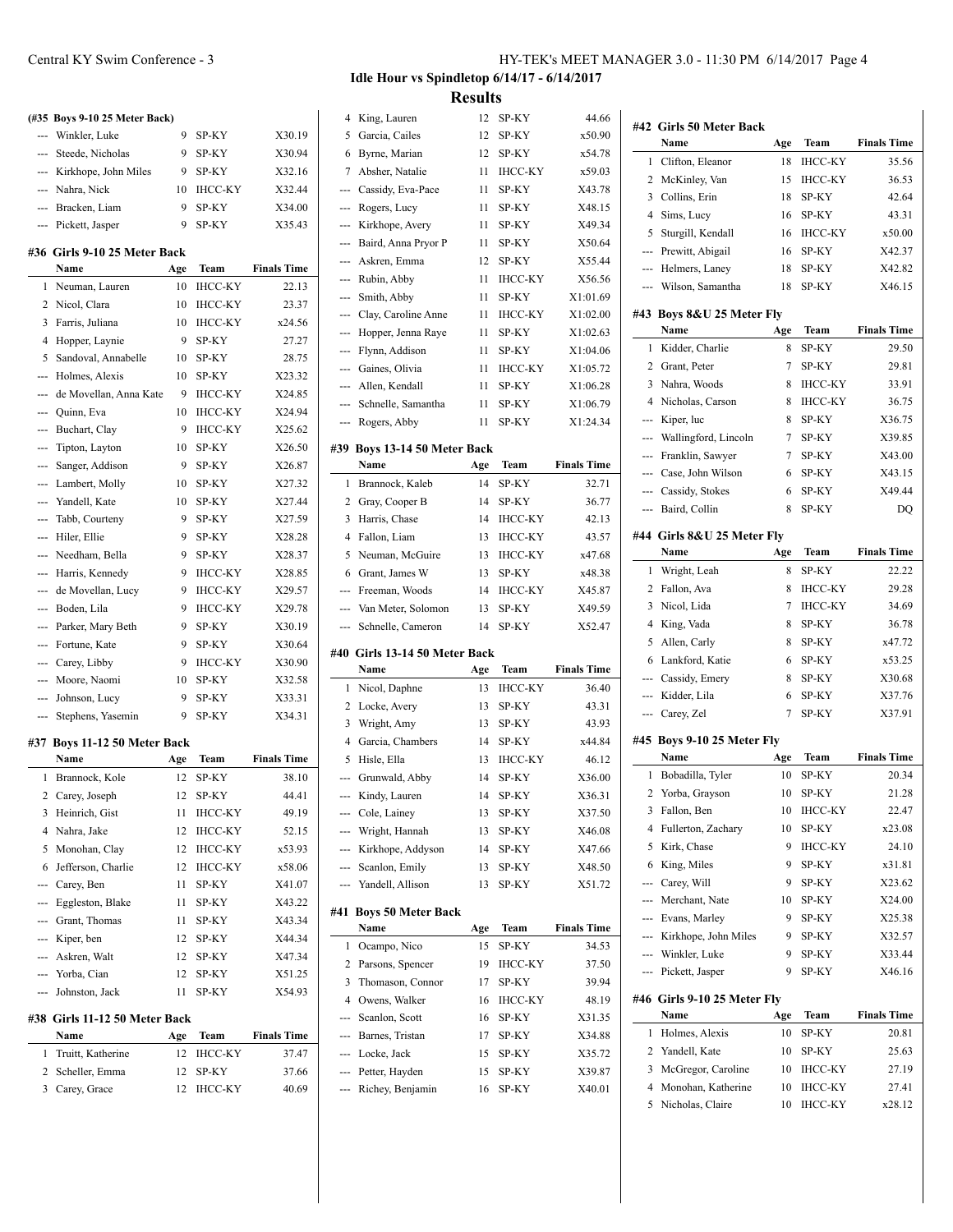## Idle Hour vs Spindletop 6/14/17 - 6/14/2017

## Results

### (#35 Boys 9-10 25 Meter Back)

| | Name | Age | Team | Finals Time |
|---|---|---|---|---|
| --- | Winkler, Luke | 9 | SP-KY | X30.19 |
| --- | Steede, Nicholas | 9 | SP-KY | X30.94 |
| --- | Kirkhope, John Miles | 9 | SP-KY | X32.16 |
| --- | Nahra, Nick | 10 | IHCC-KY | X32.44 |
| --- | Bracken, Liam | 9 | SP-KY | X34.00 |
| --- | Pickett, Jasper | 9 | SP-KY | X35.43 |

### #36 Girls 9-10 25 Meter Back

| | Name | Age | Team | Finals Time |
|---|---|---|---|---|
| 1 | Neuman, Lauren | 10 | IHCC-KY | 22.13 |
| 2 | Nicol, Clara | 10 | IHCC-KY | 23.37 |
| 3 | Farris, Juliana | 10 | IHCC-KY | x24.56 |
| 4 | Hopper, Laynie | 9 | SP-KY | 27.27 |
| 5 | Sandoval, Annabelle | 10 | SP-KY | 28.75 |
| --- | Holmes, Alexis | 10 | SP-KY | X23.32 |
| --- | de Movellan, Anna Kate | 9 | IHCC-KY | X24.85 |
| --- | Quinn, Eva | 10 | IHCC-KY | X24.94 |
| --- | Buchart, Clay | 9 | IHCC-KY | X25.62 |
| --- | Tipton, Layton | 10 | SP-KY | X26.50 |
| --- | Sanger, Addison | 9 | SP-KY | X26.87 |
| --- | Lambert, Molly | 10 | SP-KY | X27.32 |
| --- | Yandell, Kate | 10 | SP-KY | X27.44 |
| --- | Tabb, Courteny | 9 | SP-KY | X27.59 |
| --- | Hiler, Ellie | 9 | SP-KY | X28.28 |
| --- | Needham, Bella | 9 | SP-KY | X28.37 |
| --- | Harris, Kennedy | 9 | IHCC-KY | X28.85 |
| --- | de Movellan, Lucy | 9 | IHCC-KY | X29.57 |
| --- | Boden, Lila | 9 | IHCC-KY | X29.78 |
| --- | Parker, Mary Beth | 9 | SP-KY | X30.19 |
| --- | Fortune, Kate | 9 | SP-KY | X30.64 |
| --- | Carey, Libby | 9 | IHCC-KY | X30.90 |
| --- | Moore, Naomi | 10 | SP-KY | X32.58 |
| --- | Johnson, Lucy | 9 | SP-KY | X33.31 |
| --- | Stephens, Yasemin | 9 | SP-KY | X34.31 |

### #37 Boys 11-12 50 Meter Back

| | Name | Age | Team | Finals Time |
|---|---|---|---|---|
| 1 | Brannock, Kole | 12 | SP-KY | 38.10 |
| 2 | Carey, Joseph | 12 | SP-KY | 44.41 |
| 3 | Heinrich, Gist | 11 | IHCC-KY | 49.19 |
| 4 | Nahra, Jake | 12 | IHCC-KY | 52.15 |
| 5 | Monohan, Clay | 12 | IHCC-KY | x53.93 |
| 6 | Jefferson, Charlie | 12 | IHCC-KY | x58.06 |
| --- | Carey, Ben | 11 | SP-KY | X41.07 |
| --- | Eggleston, Blake | 11 | SP-KY | X43.22 |
| --- | Grant, Thomas | 11 | SP-KY | X43.34 |
| --- | Kiper, ben | 12 | SP-KY | X44.34 |
| --- | Askren, Walt | 12 | SP-KY | X47.34 |
| --- | Yorba, Cian | 12 | SP-KY | X51.25 |
| --- | Johnston, Jack | 11 | SP-KY | X54.93 |

### #38 Girls 11-12 50 Meter Back

| | Name | Age | Team | Finals Time |
|---|---|---|---|---|
| 1 | Truitt, Katherine | 12 | IHCC-KY | 37.47 |
| 2 | Scheller, Emma | 12 | SP-KY | 37.66 |
| 3 | Carey, Grace | 12 | IHCC-KY | 40.69 |
| 4 | King, Lauren | 12 | SP-KY | 44.66 |
| 5 | Garcia, Cailes | 12 | SP-KY | x50.90 |
| 6 | Byrne, Marian | 12 | SP-KY | x54.78 |
| 7 | Absher, Natalie | 11 | IHCC-KY | x59.03 |
| --- | Cassidy, Eva-Pace | 11 | SP-KY | X43.78 |
| --- | Rogers, Lucy | 11 | SP-KY | X48.15 |
| --- | Kirkhope, Avery | 11 | SP-KY | X49.34 |
| --- | Baird, Anna Pryor P | 11 | SP-KY | X50.64 |
| --- | Askren, Emma | 12 | SP-KY | X55.44 |
| --- | Rubin, Abby | 11 | IHCC-KY | X56.56 |
| --- | Smith, Abby | 11 | SP-KY | X1:01.69 |
| --- | Clay, Caroline Anne | 11 | IHCC-KY | X1:02.00 |
| --- | Hopper, Jenna Raye | 11 | SP-KY | X1:02.63 |
| --- | Flynn, Addison | 11 | SP-KY | X1:04.06 |
| --- | Gaines, Olivia | 11 | IHCC-KY | X1:05.72 |
| --- | Allen, Kendall | 11 | SP-KY | X1:06.28 |
| --- | Schnelle, Samantha | 11 | SP-KY | X1:06.79 |
| --- | Rogers, Abby | 11 | SP-KY | X1:24.34 |

### #39 Boys 13-14 50 Meter Back

| | Name | Age | Team | Finals Time |
|---|---|---|---|---|
| 1 | Brannock, Kaleb | 14 | SP-KY | 32.71 |
| 2 | Gray, Cooper B | 14 | SP-KY | 36.77 |
| 3 | Harris, Chase | 14 | IHCC-KY | 42.13 |
| 4 | Fallon, Liam | 13 | IHCC-KY | 43.57 |
| 5 | Neuman, McGuire | 13 | IHCC-KY | x47.68 |
| 6 | Grant, James W | 13 | SP-KY | x48.38 |
| --- | Freeman, Woods | 14 | IHCC-KY | X45.87 |
| --- | Van Meter, Solomon | 13 | SP-KY | X49.59 |
| --- | Schnelle, Cameron | 14 | SP-KY | X52.47 |

### #40 Girls 13-14 50 Meter Back

| | Name | Age | Team | Finals Time |
|---|---|---|---|---|
| 1 | Nicol, Daphne | 13 | IHCC-KY | 36.40 |
| 2 | Locke, Avery | 13 | SP-KY | 43.31 |
| 3 | Wright, Amy | 13 | SP-KY | 43.93 |
| 4 | Garcia, Chambers | 14 | SP-KY | x44.84 |
| 5 | Hisle, Ella | 13 | IHCC-KY | 46.12 |
| --- | Grunwald, Abby | 14 | SP-KY | X36.00 |
| --- | Kindy, Lauren | 14 | SP-KY | X36.31 |
| --- | Cole, Lainey | 13 | SP-KY | X37.50 |
| --- | Wright, Hannah | 13 | SP-KY | X46.08 |
| --- | Kirkhope, Addyson | 14 | SP-KY | X47.66 |
| --- | Scanlon, Emily | 13 | SP-KY | X48.50 |
| --- | Yandell, Allison | 13 | SP-KY | X51.72 |

### #41 Boys 50 Meter Back

| | Name | Age | Team | Finals Time |
|---|---|---|---|---|
| 1 | Ocampo, Nico | 15 | SP-KY | 34.53 |
| 2 | Parsons, Spencer | 19 | IHCC-KY | 37.50 |
| 3 | Thomason, Connor | 17 | SP-KY | 39.94 |
| 4 | Owens, Walker | 16 | IHCC-KY | 48.19 |
| --- | Scanlon, Scott | 16 | SP-KY | X31.35 |
| --- | Barnes, Tristan | 17 | SP-KY | X34.88 |
| --- | Locke, Jack | 15 | SP-KY | X35.72 |
| --- | Petter, Hayden | 15 | SP-KY | X39.87 |
| --- | Richey, Benjamin | 16 | SP-KY | X40.01 |

### #42 Girls 50 Meter Back

| | Name | Age | Team | Finals Time |
|---|---|---|---|---|
| 1 | Clifton, Eleanor | 18 | IHCC-KY | 35.56 |
| 2 | McKinley, Van | 15 | IHCC-KY | 36.53 |
| 3 | Collins, Erin | 18 | SP-KY | 42.64 |
| 4 | Sims, Lucy | 16 | SP-KY | 43.31 |
| 5 | Sturgill, Kendall | 16 | IHCC-KY | x50.00 |
| --- | Prewitt, Abigail | 16 | SP-KY | X42.37 |
| --- | Helmers, Laney | 18 | SP-KY | X42.82 |
| --- | Wilson, Samantha | 18 | SP-KY | X46.15 |

### #43 Boys 8&U 25 Meter Fly

| | Name | Age | Team | Finals Time |
|---|---|---|---|---|
| 1 | Kidder, Charlie | 8 | SP-KY | 29.50 |
| 2 | Grant, Peter | 7 | SP-KY | 29.81 |
| 3 | Nahra, Woods | 8 | IHCC-KY | 33.91 |
| 4 | Nicholas, Carson | 8 | IHCC-KY | 36.75 |
| --- | Kiper, luc | 8 | SP-KY | X36.75 |
| --- | Wallingford, Lincoln | 7 | SP-KY | X39.85 |
| --- | Franklin, Sawyer | 7 | SP-KY | X43.00 |
| --- | Case, John Wilson | 6 | SP-KY | X43.15 |
| --- | Cassidy, Stokes | 6 | SP-KY | X49.44 |
| --- | Baird, Collin | 8 | SP-KY | DQ |

### #44 Girls 8&U 25 Meter Fly

| | Name | Age | Team | Finals Time |
|---|---|---|---|---|
| 1 | Wright, Leah | 8 | SP-KY | 22.22 |
| 2 | Fallon, Ava | 8 | IHCC-KY | 29.28 |
| 3 | Nicol, Lida | 7 | IHCC-KY | 34.69 |
| 4 | King, Vada | 8 | SP-KY | 36.78 |
| 5 | Allen, Carly | 8 | SP-KY | x47.72 |
| 6 | Lankford, Katie | 6 | SP-KY | x53.25 |
| --- | Cassidy, Emery | 8 | SP-KY | X30.68 |
| --- | Kidder, Lila | 6 | SP-KY | X37.76 |
| --- | Carey, Zel | 7 | SP-KY | X37.91 |

### #45 Boys 9-10 25 Meter Fly

| | Name | Age | Team | Finals Time |
|---|---|---|---|---|
| 1 | Bobadilla, Tyler | 10 | SP-KY | 20.34 |
| 2 | Yorba, Grayson | 10 | SP-KY | 21.28 |
| 3 | Fallon, Ben | 10 | IHCC-KY | 22.47 |
| 4 | Fullerton, Zachary | 10 | SP-KY | x23.08 |
| 5 | Kirk, Chase | 9 | IHCC-KY | 24.10 |
| 6 | King, Miles | 9 | SP-KY | x31.81 |
| --- | Carey, Will | 9 | SP-KY | X23.62 |
| --- | Merchant, Nate | 10 | SP-KY | X24.00 |
| --- | Evans, Marley | 9 | SP-KY | X25.38 |
| --- | Kirkhope, John Miles | 9 | SP-KY | X32.57 |
| --- | Winkler, Luke | 9 | SP-KY | X33.44 |
| --- | Pickett, Jasper | 9 | SP-KY | X46.16 |

### #46 Girls 9-10 25 Meter Fly

| | Name | Age | Team | Finals Time |
|---|---|---|---|---|
| 1 | Holmes, Alexis | 10 | SP-KY | 20.81 |
| 2 | Yandell, Kate | 10 | SP-KY | 25.63 |
| 3 | McGregor, Caroline | 10 | IHCC-KY | 27.19 |
| 4 | Monohan, Katherine | 10 | IHCC-KY | 27.41 |
| 5 | Nicholas, Claire | 10 | IHCC-KY | x28.12 |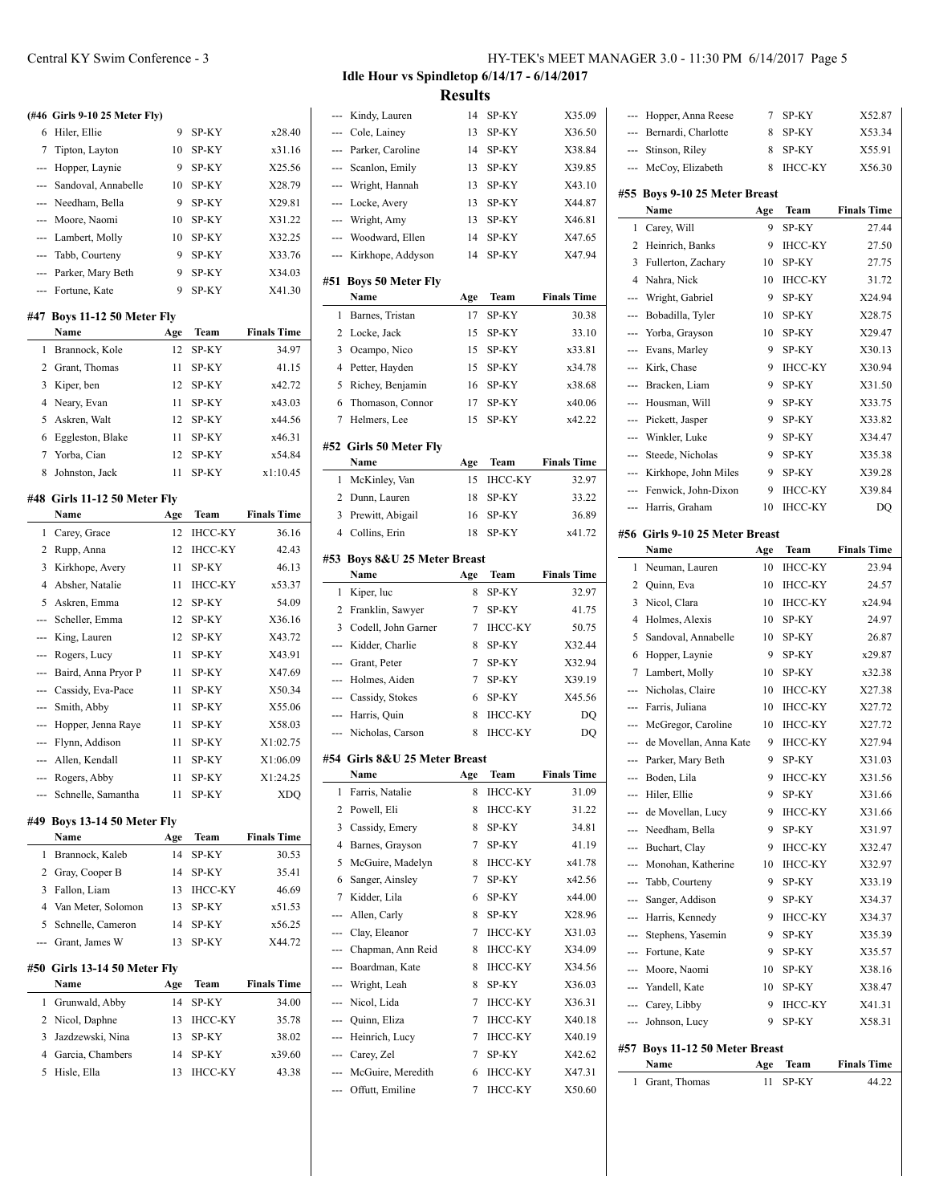## Idle Hour vs Spindletop 6/14/17 - 6/14/2017

### Results

**(#46 Girls 9-10 25 Meter Fly)**

| | Name | Age | Team | Finals Time |
|---|---|---|---|---|
| 6 | Hiler, Ellie | 9 | SP-KY | x28.40 |
| 7 | Tipton, Layton | 10 | SP-KY | x31.16 |
| --- | Hopper, Laynie | 9 | SP-KY | X25.56 |
| --- | Sandoval, Annabelle | 10 | SP-KY | X28.79 |
| --- | Needham, Bella | 9 | SP-KY | X29.81 |
| --- | Moore, Naomi | 10 | SP-KY | X31.22 |
| --- | Lambert, Molly | 10 | SP-KY | X32.25 |
| --- | Tabb, Courteny | 9 | SP-KY | X33.76 |
| --- | Parker, Mary Beth | 9 | SP-KY | X34.03 |
| --- | Fortune, Kate | 9 | SP-KY | X41.30 |

**#47 Boys 11-12 50 Meter Fly**

| | Name | Age | Team | Finals Time |
|---|---|---|---|---|
| 1 | Brannock, Kole | 12 | SP-KY | 34.97 |
| 2 | Grant, Thomas | 11 | SP-KY | 41.15 |
| 3 | Kiper, ben | 12 | SP-KY | x42.72 |
| 4 | Neary, Evan | 11 | SP-KY | x43.03 |
| 5 | Askren, Walt | 12 | SP-KY | x44.56 |
| 6 | Eggleston, Blake | 11 | SP-KY | x46.31 |
| 7 | Yorba, Cian | 12 | SP-KY | x54.84 |
| 8 | Johnston, Jack | 11 | SP-KY | x1:10.45 |

**#48 Girls 11-12 50 Meter Fly**

| | Name | Age | Team | Finals Time |
|---|---|---|---|---|
| 1 | Carey, Grace | 12 | IHCC-KY | 36.16 |
| 2 | Rupp, Anna | 12 | IHCC-KY | 42.43 |
| 3 | Kirkhope, Avery | 11 | SP-KY | 46.13 |
| 4 | Absher, Natalie | 11 | IHCC-KY | x53.37 |
| 5 | Askren, Emma | 12 | SP-KY | 54.09 |
| --- | Scheller, Emma | 12 | SP-KY | X36.16 |
| --- | King, Lauren | 12 | SP-KY | X43.72 |
| --- | Rogers, Lucy | 11 | SP-KY | X43.91 |
| --- | Baird, Anna Pryor P | 11 | SP-KY | X47.69 |
| --- | Cassidy, Eva-Pace | 11 | SP-KY | X50.34 |
| --- | Smith, Abby | 11 | SP-KY | X55.06 |
| --- | Hopper, Jenna Raye | 11 | SP-KY | X58.03 |
| --- | Flynn, Addison | 11 | SP-KY | X1:02.75 |
| --- | Allen, Kendall | 11 | SP-KY | X1:06.09 |
| --- | Rogers, Abby | 11 | SP-KY | X1:24.25 |
| --- | Schnelle, Samantha | 11 | SP-KY | XDQ |

**#49 Boys 13-14 50 Meter Fly**

| | Name | Age | Team | Finals Time |
|---|---|---|---|---|
| 1 | Brannock, Kaleb | 14 | SP-KY | 30.53 |
| 2 | Gray, Cooper B | 14 | SP-KY | 35.41 |
| 3 | Fallon, Liam | 13 | IHCC-KY | 46.69 |
| 4 | Van Meter, Solomon | 13 | SP-KY | x51.53 |
| 5 | Schnelle, Cameron | 14 | SP-KY | x56.25 |
| --- | Grant, James W | 13 | SP-KY | X44.72 |

**#50 Girls 13-14 50 Meter Fly**

| | Name | Age | Team | Finals Time |
|---|---|---|---|---|
| 1 | Grunwald, Abby | 14 | SP-KY | 34.00 |
| 2 | Nicol, Daphne | 13 | IHCC-KY | 35.78 |
| 3 | Jazdzewski, Nina | 13 | SP-KY | 38.02 |
| 4 | Garcia, Chambers | 14 | SP-KY | x39.60 |
| 5 | Hisle, Ella | 13 | IHCC-KY | 43.38 |
| --- | Kindy, Lauren | 14 | SP-KY | X35.09 |
| --- | Cole, Lainey | 13 | SP-KY | X36.50 |
| --- | Parker, Caroline | 14 | SP-KY | X38.84 |
| --- | Scanlon, Emily | 13 | SP-KY | X39.85 |
| --- | Wright, Hannah | 13 | SP-KY | X43.10 |
| --- | Locke, Avery | 13 | SP-KY | X44.87 |
| --- | Wright, Amy | 13 | SP-KY | X46.81 |
| --- | Woodward, Ellen | 14 | SP-KY | X47.65 |
| --- | Kirkhope, Addyson | 14 | SP-KY | X47.94 |

**#51 Boys 50 Meter Fly**

| | Name | Age | Team | Finals Time |
|---|---|---|---|---|
| 1 | Barnes, Tristan | 17 | SP-KY | 30.38 |
| 2 | Locke, Jack | 15 | SP-KY | 33.10 |
| 3 | Ocampo, Nico | 15 | SP-KY | x33.81 |
| 4 | Petter, Hayden | 15 | SP-KY | x34.78 |
| 5 | Richey, Benjamin | 16 | SP-KY | x38.68 |
| 6 | Thomason, Connor | 17 | SP-KY | x40.06 |
| 7 | Helmers, Lee | 15 | SP-KY | x42.22 |

**#52 Girls 50 Meter Fly**

| | Name | Age | Team | Finals Time |
|---|---|---|---|---|
| 1 | McKinley, Van | 15 | IHCC-KY | 32.97 |
| 2 | Dunn, Lauren | 18 | SP-KY | 33.22 |
| 3 | Prewitt, Abigail | 16 | SP-KY | 36.89 |
| 4 | Collins, Erin | 18 | SP-KY | x41.72 |

**#53 Boys 8&U 25 Meter Breast**

| | Name | Age | Team | Finals Time |
|---|---|---|---|---|
| 1 | Kiper, luc | 8 | SP-KY | 32.97 |
| 2 | Franklin, Sawyer | 7 | SP-KY | 41.75 |
| 3 | Codell, John Garner | 7 | IHCC-KY | 50.75 |
| --- | Kidder, Charlie | 8 | SP-KY | X32.44 |
| --- | Grant, Peter | 7 | SP-KY | X32.94 |
| --- | Holmes, Aiden | 7 | SP-KY | X39.19 |
| --- | Cassidy, Stokes | 6 | SP-KY | X45.56 |
| --- | Harris, Quin | 8 | IHCC-KY | DQ |
| --- | Nicholas, Carson | 8 | IHCC-KY | DQ |

**#54 Girls 8&U 25 Meter Breast**

| | Name | Age | Team | Finals Time |
|---|---|---|---|---|
| 1 | Farris, Natalie | 8 | IHCC-KY | 31.09 |
| 2 | Powell, Eli | 8 | IHCC-KY | 31.22 |
| 3 | Cassidy, Emery | 8 | SP-KY | 34.81 |
| 4 | Barnes, Grayson | 7 | SP-KY | 41.19 |
| 5 | McGuire, Madelyn | 8 | IHCC-KY | x41.78 |
| 6 | Sanger, Ainsley | 7 | SP-KY | x42.56 |
| 7 | Kidder, Lila | 6 | SP-KY | x44.00 |
| --- | Allen, Carly | 8 | SP-KY | X28.96 |
| --- | Clay, Eleanor | 7 | IHCC-KY | X31.03 |
| --- | Chapman, Ann Reid | 8 | IHCC-KY | X34.09 |
| --- | Boardman, Kate | 8 | IHCC-KY | X34.56 |
| --- | Wright, Leah | 8 | SP-KY | X36.03 |
| --- | Nicol, Lida | 7 | IHCC-KY | X36.31 |
| --- | Quinn, Eliza | 7 | IHCC-KY | X40.18 |
| --- | Heinrich, Lucy | 7 | IHCC-KY | X40.19 |
| --- | Carey, Zel | 7 | SP-KY | X42.62 |
| --- | McGuire, Meredith | 6 | IHCC-KY | X47.31 |
| --- | Offutt, Emiline | 7 | IHCC-KY | X50.60 |
| --- | Hopper, Anna Reese | 7 | SP-KY | X52.87 |
| --- | Bernardi, Charlotte | 8 | SP-KY | X53.34 |
| --- | Stinson, Riley | 8 | SP-KY | X55.91 |
| --- | McCoy, Elizabeth | 8 | IHCC-KY | X56.30 |

**#55 Boys 9-10 25 Meter Breast**

| | Name | Age | Team | Finals Time |
|---|---|---|---|---|
| 1 | Carey, Will | 9 | SP-KY | 27.44 |
| 2 | Heinrich, Banks | 9 | IHCC-KY | 27.50 |
| 3 | Fullerton, Zachary | 10 | SP-KY | 27.75 |
| 4 | Nahra, Nick | 10 | IHCC-KY | 31.72 |
| --- | Wright, Gabriel | 9 | SP-KY | X24.94 |
| --- | Bobadilla, Tyler | 10 | SP-KY | X28.75 |
| --- | Yorba, Grayson | 10 | SP-KY | X29.47 |
| --- | Evans, Marley | 9 | SP-KY | X30.13 |
| --- | Kirk, Chase | 9 | IHCC-KY | X30.94 |
| --- | Bracken, Liam | 9 | SP-KY | X31.50 |
| --- | Housman, Will | 9 | SP-KY | X33.75 |
| --- | Pickett, Jasper | 9 | SP-KY | X33.82 |
| --- | Winkler, Luke | 9 | SP-KY | X34.47 |
| --- | Steede, Nicholas | 9 | SP-KY | X35.38 |
| --- | Kirkhope, John Miles | 9 | SP-KY | X39.28 |
| --- | Fenwick, John-Dixon | 9 | IHCC-KY | X39.84 |
| --- | Harris, Graham | 10 | IHCC-KY | DQ |

**#56 Girls 9-10 25 Meter Breast**

| | Name | Age | Team | Finals Time |
|---|---|---|---|---|
| 1 | Neuman, Lauren | 10 | IHCC-KY | 23.94 |
| 2 | Quinn, Eva | 10 | IHCC-KY | 24.57 |
| 3 | Nicol, Clara | 10 | IHCC-KY | x24.94 |
| 4 | Holmes, Alexis | 10 | SP-KY | 24.97 |
| 5 | Sandoval, Annabelle | 10 | SP-KY | 26.87 |
| 6 | Hopper, Laynie | 9 | SP-KY | x29.87 |
| 7 | Lambert, Molly | 10 | SP-KY | x32.38 |
| --- | Nicholas, Claire | 10 | IHCC-KY | X27.38 |
| --- | Farris, Juliana | 10 | IHCC-KY | X27.72 |
| --- | McGregor, Caroline | 10 | IHCC-KY | X27.72 |
| --- | de Movellan, Anna Kate | 9 | IHCC-KY | X27.94 |
| --- | Parker, Mary Beth | 9 | SP-KY | X31.03 |
| --- | Boden, Lila | 9 | IHCC-KY | X31.56 |
| --- | Hiler, Ellie | 9 | SP-KY | X31.66 |
| --- | de Movellan, Lucy | 9 | IHCC-KY | X31.66 |
| --- | Needham, Bella | 9 | SP-KY | X31.97 |
| --- | Buchart, Clay | 9 | IHCC-KY | X32.47 |
| --- | Monohan, Katherine | 10 | IHCC-KY | X32.97 |
| --- | Tabb, Courteny | 9 | SP-KY | X33.19 |
| --- | Sanger, Addison | 9 | SP-KY | X34.37 |
| --- | Harris, Kennedy | 9 | IHCC-KY | X34.37 |
| --- | Stephens, Yasemin | 9 | SP-KY | X35.39 |
| --- | Fortune, Kate | 9 | SP-KY | X35.57 |
| --- | Moore, Naomi | 10 | SP-KY | X38.16 |
| --- | Yandell, Kate | 10 | SP-KY | X38.47 |
| --- | Carey, Libby | 9 | IHCC-KY | X41.31 |
| --- | Johnson, Lucy | 9 | SP-KY | X58.31 |

**#57 Boys 11-12 50 Meter Breast**

| | Name | Age | Team | Finals Time |
|---|---|---|---|---|
| 1 | Grant, Thomas | 11 | SP-KY | 44.22 |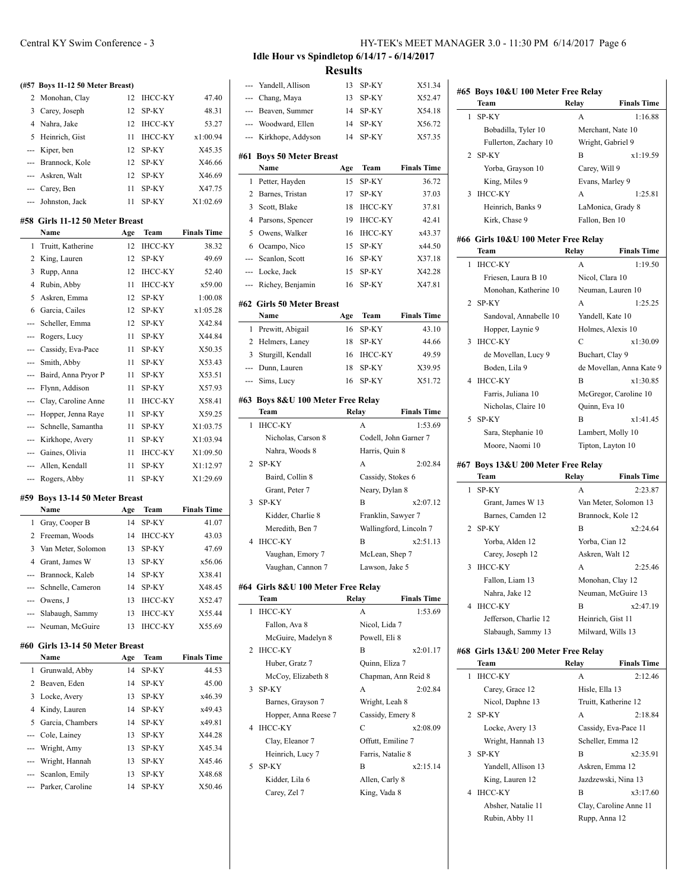**Idle Hour vs Spindletop 6/14/17 - 6/14/2017**

## Results

### (#57 Boys 11-12 50 Meter Breast)

| | Name | Age | Team | Finals Time |
|---|---|---|---|---|
| 2 | Monohan, Clay | 12 | IHCC-KY | 47.40 |
| 3 | Carey, Joseph | 12 | SP-KY | 48.31 |
| 4 | Nahra, Jake | 12 | IHCC-KY | 53.27 |
| 5 | Heinrich, Gist | 11 | IHCC-KY | x1:00.94 |
| --- | Kiper, ben | 12 | SP-KY | X45.35 |
| --- | Brannock, Kole | 12 | SP-KY | X46.66 |
| --- | Askren, Walt | 12 | SP-KY | X46.69 |
| --- | Carey, Ben | 11 | SP-KY | X47.75 |
| --- | Johnston, Jack | 11 | SP-KY | X1:02.69 |

### #58 Girls 11-12 50 Meter Breast

| | Name | Age | Team | Finals Time |
|---|---|---|---|---|
| 1 | Truitt, Katherine | 12 | IHCC-KY | 38.32 |
| 2 | King, Lauren | 12 | SP-KY | 49.69 |
| 3 | Rupp, Anna | 12 | IHCC-KY | 52.40 |
| 4 | Rubin, Abby | 11 | IHCC-KY | x59.00 |
| 5 | Askren, Emma | 12 | SP-KY | 1:00.08 |
| 6 | Garcia, Cailes | 12 | SP-KY | x1:05.28 |
| --- | Scheller, Emma | 12 | SP-KY | X42.84 |
| --- | Rogers, Lucy | 11 | SP-KY | X44.84 |
| --- | Cassidy, Eva-Pace | 11 | SP-KY | X50.35 |
| --- | Smith, Abby | 11 | SP-KY | X53.43 |
| --- | Baird, Anna Pryor P | 11 | SP-KY | X53.51 |
| --- | Flynn, Addison | 11 | SP-KY | X57.93 |
| --- | Clay, Caroline Anne | 11 | IHCC-KY | X58.41 |
| --- | Hopper, Jenna Raye | 11 | SP-KY | X59.25 |
| --- | Schnelle, Samantha | 11 | SP-KY | X1:03.75 |
| --- | Kirkhope, Avery | 11 | SP-KY | X1:03.94 |
| --- | Gaines, Olivia | 11 | IHCC-KY | X1:09.50 |
| --- | Allen, Kendall | 11 | SP-KY | X1:12.97 |
| --- | Rogers, Abby | 11 | SP-KY | X1:29.69 |

### #59 Boys 13-14 50 Meter Breast

| | Name | Age | Team | Finals Time |
|---|---|---|---|---|
| 1 | Gray, Cooper B | 14 | SP-KY | 41.07 |
| 2 | Freeman, Woods | 14 | IHCC-KY | 43.03 |
| 3 | Van Meter, Solomon | 13 | SP-KY | 47.69 |
| 4 | Grant, James W | 13 | SP-KY | x56.06 |
| --- | Brannock, Kaleb | 14 | SP-KY | X38.41 |
| --- | Schnelle, Cameron | 14 | SP-KY | X48.45 |
| --- | Owens, J | 13 | IHCC-KY | X52.47 |
| --- | Slabaugh, Sammy | 13 | IHCC-KY | X55.44 |
| --- | Neuman, McGuire | 13 | IHCC-KY | X55.69 |

### #60 Girls 13-14 50 Meter Breast

| | Name | Age | Team | Finals Time |
|---|---|---|---|---|
| 1 | Grunwald, Abby | 14 | SP-KY | 44.53 |
| 2 | Beaven, Eden | 14 | SP-KY | 45.00 |
| 3 | Locke, Avery | 13 | SP-KY | x46.39 |
| 4 | Kindy, Lauren | 14 | SP-KY | x49.43 |
| 5 | Garcia, Chambers | 14 | SP-KY | x49.81 |
| --- | Cole, Lainey | 13 | SP-KY | X44.28 |
| --- | Wright, Amy | 13 | SP-KY | X45.34 |
| --- | Wright, Hannah | 13 | SP-KY | X45.46 |
| --- | Scanlon, Emily | 13 | SP-KY | X48.68 |
| --- | Parker, Caroline | 14 | SP-KY | X50.46 |
| --- | Yandell, Allison | 13 | SP-KY | X51.34 |
| --- | Chang, Maya | 13 | SP-KY | X52.47 |
| --- | Beaven, Summer | 14 | SP-KY | X54.18 |
| --- | Woodward, Ellen | 14 | SP-KY | X56.72 |
| --- | Kirkhope, Addyson | 14 | SP-KY | X57.35 |

### #61 Boys 50 Meter Breast

| | Name | Age | Team | Finals Time |
|---|---|---|---|---|
| 1 | Petter, Hayden | 15 | SP-KY | 36.72 |
| 2 | Barnes, Tristan | 17 | SP-KY | 37.03 |
| 3 | Scott, Blake | 18 | IHCC-KY | 37.81 |
| 4 | Parsons, Spencer | 19 | IHCC-KY | 42.41 |
| 5 | Owens, Walker | 16 | IHCC-KY | x43.37 |
| 6 | Ocampo, Nico | 15 | SP-KY | x44.50 |
| --- | Scanlon, Scott | 16 | SP-KY | X37.18 |
| --- | Locke, Jack | 15 | SP-KY | X42.28 |
| --- | Richey, Benjamin | 16 | SP-KY | X47.81 |

### #62 Girls 50 Meter Breast

| | Name | Age | Team | Finals Time |
|---|---|---|---|---|
| 1 | Prewitt, Abigail | 16 | SP-KY | 43.10 |
| 2 | Helmers, Laney | 18 | SP-KY | 44.66 |
| 3 | Sturgill, Kendall | 16 | IHCC-KY | 49.59 |
| --- | Dunn, Lauren | 18 | SP-KY | X39.95 |
| --- | Sims, Lucy | 16 | SP-KY | X51.72 |

### #63 Boys 8&U 100 Meter Free Relay

| | Team | Relay | Finals Time |
|---|---|---|---|
| 1 | IHCC-KY | A | 1:53.69 |
| | Nicholas, Carson 8 | Codell, John Garner 7 | |
| | Nahra, Woods 8 | Harris, Quin 8 | |
| 2 | SP-KY | A | 2:02.84 |
| | Baird, Collin 8 | Cassidy, Stokes 6 | |
| | Grant, Peter 7 | Neary, Dylan 8 | |
| 3 | SP-KY | B | x2:07.12 |
| | Kidder, Charlie 8 | Franklin, Sawyer 7 | |
| | Meredith, Ben 7 | Wallingford, Lincoln 7 | |
| 4 | IHCC-KY | B | x2:51.13 |
| | Vaughan, Emory 7 | McLean, Shep 7 | |
| | Vaughan, Cannon 7 | Lawson, Jake 5 | |

### #64 Girls 8&U 100 Meter Free Relay

| | Team | Relay | Finals Time |
|---|---|---|---|
| 1 | IHCC-KY | A | 1:53.69 |
| | Fallon, Ava 8 | Nicol, Lida 7 | |
| | McGuire, Madelyn 8 | Powell, Eli 8 | |
| 2 | IHCC-KY | B | x2:01.17 |
| | Huber, Gratz 7 | Quinn, Eliza 7 | |
| | McCoy, Elizabeth 8 | Chapman, Ann Reid 8 | |
| 3 | SP-KY | A | 2:02.84 |
| | Barnes, Grayson 7 | Wright, Leah 8 | |
| | Hopper, Anna Reese 7 | Cassidy, Emery 8 | |
| 4 | IHCC-KY | C | x2:08.09 |
| | Clay, Eleanor 7 | Offutt, Emiline 7 | |
| | Heinrich, Lucy 7 | Farris, Natalie 8 | |
| 5 | SP-KY | B | x2:15.14 |
| | Kidder, Lila 6 | Allen, Carly 8 | |
| | Carey, Zel 7 | King, Vada 8 | |

### #65 Boys 10&U 100 Meter Free Relay

| | Team | Relay | Finals Time |
|---|---|---|---|
| 1 | SP-KY | A | 1:16.88 |
| | Bobadilla, Tyler 10 | Merchant, Nate 10 | |
| | Fullerton, Zachary 10 | Wright, Gabriel 9 | |
| 2 | SP-KY | B | x1:19.59 |
| | Yorba, Grayson 10 | Carey, Will 9 | |
| | King, Miles 9 | Evans, Marley 9 | |
| 3 | IHCC-KY | A | 1:25.81 |
| | Heinrich, Banks 9 | LaMonica, Grady 8 | |
| | Kirk, Chase 9 | Fallon, Ben 10 | |

### #66 Girls 10&U 100 Meter Free Relay

| | Team | Relay | Finals Time |
|---|---|---|---|
| 1 | IHCC-KY | A | 1:19.50 |
| | Friesen, Laura B 10 | Nicol, Clara 10 | |
| | Monohan, Katherine 10 | Neuman, Lauren 10 | |
| 2 | SP-KY | A | 1:25.25 |
| | Sandoval, Annabelle 10 | Yandell, Kate 10 | |
| | Hopper, Laynie 9 | Holmes, Alexis 10 | |
| 3 | IHCC-KY | C | x1:30.09 |
| | de Movellan, Lucy 9 | Buchart, Clay 9 | |
| | Boden, Lila 9 | de Movellan, Anna Kate 9 | |
| 4 | IHCC-KY | B | x1:30.85 |
| | Farris, Juliana 10 | McGregor, Caroline 10 | |
| | Nicholas, Claire 10 | Quinn, Eva 10 | |
| 5 | SP-KY | B | x1:41.45 |
| | Sara, Stephanie 10 | Lambert, Molly 10 | |
| | Moore, Naomi 10 | Tipton, Layton 10 | |

### #67 Boys 13&U 200 Meter Free Relay

| | Team | Relay | Finals Time |
|---|---|---|---|
| 1 | SP-KY | A | 2:23.87 |
| | Grant, James W 13 | Van Meter, Solomon 13 | |
| | Barnes, Camden 12 | Brannock, Kole 12 | |
| 2 | SP-KY | B | x2:24.64 |
| | Yorba, Alden 12 | Yorba, Cian 12 | |
| | Carey, Joseph 12 | Askren, Walt 12 | |
| 3 | IHCC-KY | A | 2:25.46 |
| | Fallon, Liam 13 | Monohan, Clay 12 | |
| | Nahra, Jake 12 | Neuman, McGuire 13 | |
| 4 | IHCC-KY | B | x2:47.19 |
| | Jefferson, Charlie 12 | Heinrich, Gist 11 | |
| | Slabaugh, Sammy 13 | Milward, Wills 13 | |

### #68 Girls 13&U 200 Meter Free Relay

| | Team | Relay | Finals Time |
|---|---|---|---|
| 1 | IHCC-KY | A | 2:12.46 |
| | Carey, Grace 12 | Hisle, Ella 13 | |
| | Nicol, Daphne 13 | Truitt, Katherine 12 | |
| 2 | SP-KY | A | 2:18.84 |
| | Locke, Avery 13 | Cassidy, Eva-Pace 11 | |
| | Wright, Hannah 13 | Scheller, Emma 12 | |
| 3 | SP-KY | B | x2:35.91 |
| | Yandell, Allison 13 | Askren, Emma 12 | |
| | King, Lauren 12 | Jazdzewski, Nina 13 | |
| 4 | IHCC-KY | B | x3:17.60 |
| | Absher, Natalie 11 | Clay, Caroline Anne 11 | |
| | Rubin, Abby 11 | Rupp, Anna 12 | |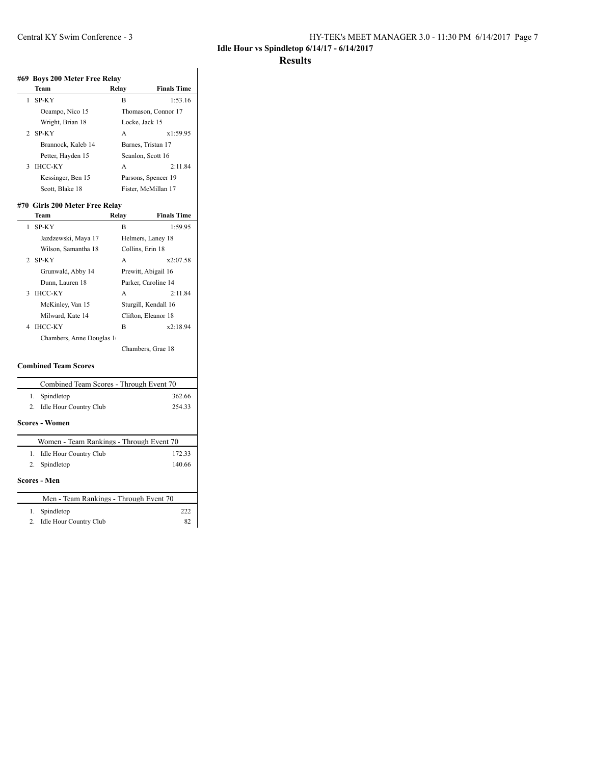**Idle Hour vs Spindletop 6/14/17 - 6/14/2017**

## Results

### #69 Boys 200 Meter Free Relay

| | Team | Relay | Finals Time |
|---|---|---|---|
| 1 | SP-KY | B | 1:53.16 |
| | Ocampo, Nico 15 | Thomason, Connor 17 | |
| | Wright, Brian 18 | Locke, Jack 15 | |
| 2 | SP-KY | A | x1:59.95 |
| | Brannock, Kaleb 14 | Barnes, Tristan 17 | |
| | Petter, Hayden 15 | Scanlon, Scott 16 | |
| 3 | IHCC-KY | A | 2:11.84 |
| | Kessinger, Ben 15 | Parsons, Spencer 19 | |
| | Scott, Blake 18 | Fister, McMillan 17 | |

### #70 Girls 200 Meter Free Relay

| | Team | Relay | Finals Time |
|---|---|---|---|
| 1 | SP-KY | B | 1:59.95 |
| | Jazdzewski, Maya 17 | Helmers, Laney 18 | |
| | Wilson, Samantha 18 | Collins, Erin 18 | |
| 2 | SP-KY | A | x2:07.58 |
| | Grunwald, Abby 14 | Prewitt, Abigail 16 | |
| | Dunn, Lauren 18 | Parker, Caroline 14 | |
| 3 | IHCC-KY | A | 2:11.84 |
| | McKinley, Van 15 | Sturgill, Kendall 16 | |
| | Milward, Kate 14 | Clifton, Eleanor 18 | |
| 4 | IHCC-KY | B | x2:18.94 |
| | Chambers, Anne Douglas 1( | | |
| | | Chambers, Grae 18 | |

### Combined Team Scores

| Combined Team Scores - Through Event 70 | | |
|---|---|---|
| 1. | Spindletop | 362.66 |
| 2. | Idle Hour Country Club | 254.33 |

### Scores - Women

| Women - Team Rankings - Through Event 70 | | |
|---|---|---|
| 1. | Idle Hour Country Club | 172.33 |
| 2. | Spindletop | 140.66 |

### Scores - Men

| Men - Team Rankings - Through Event 70 | | |
|---|---|---|
| 1. | Spindletop | 222 |
| 2. | Idle Hour Country Club | 82 |